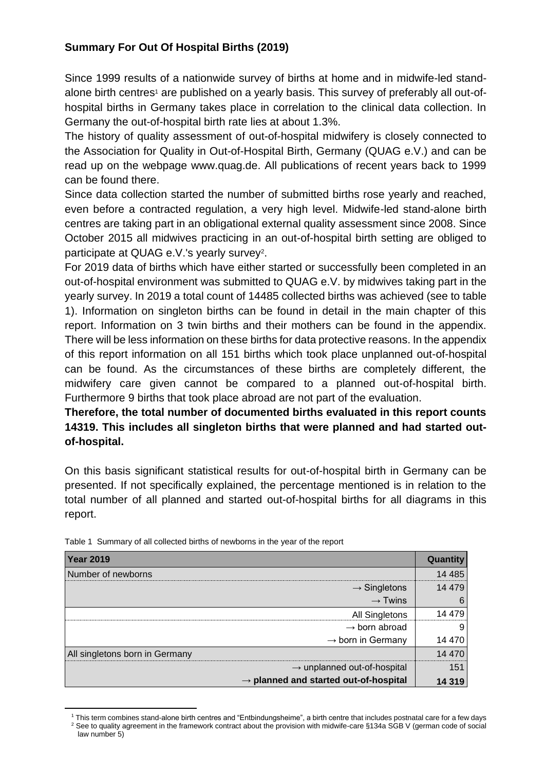## Summary For Out Of Hospital Births (2019)

Since 1999 results of a nationwide survey of births at home and in midwife-led stand-alone birth centres[1] are published on a yearly basis. This survey of preferably all out-of-hospital births in Germany takes place in correlation to the clinical data collection. In Germany the out-of-hospital birth rate lies at about 1.3%.

The history of quality assessment of out-of-hospital midwifery is closely connected to the Association for Quality in Out-of-Hospital Birth, Germany (QUAG e.V.) and can be read up on the webpage www.quag.de. All publications of recent years back to 1999 can be found there.

Since data collection started the number of submitted births rose yearly and reached, even before a contracted regulation, a very high level. Midwife-led stand-alone birth centres are taking part in an obligational external quality assessment since 2008. Since October 2015 all midwives practicing in an out-of-hospital birth setting are obliged to participate at QUAG e.V.'s yearly survey[2].

For 2019 data of births which have either started or successfully been completed in an out-of-hospital environment was submitted to QUAG e.V. by midwives taking part in the yearly survey. In 2019 a total count of 14485 collected births was achieved (see to table 1). Information on singleton births can be found in detail in the main chapter of this report. Information on 3 twin births and their mothers can be found in the appendix. There will be less information on these births for data protective reasons. In the appendix of this report information on all 151 births which took place unplanned out-of-hospital can be found. As the circumstances of these births are completely different, the midwifery care given cannot be compared to a planned out-of-hospital birth. Furthermore 9 births that took place abroad are not part of the evaluation.

**Therefore, the total number of documented births evaluated in this report counts 14319. This includes all singleton births that were planned and had started out-of-hospital.**

On this basis significant statistical results for out-of-hospital birth in Germany can be presented. If not specifically explained, the percentage mentioned is in relation to the total number of all planned and started out-of-hospital births for all diagrams in this report.

Table 1 Summary of all collected births of newborns in the year of the report

| **Year 2019** | **Quantity** |
|---|---|
| Number of newborns | 14 485 |
| → Singletons | 14 479 |
| → Twins | 6 |
| All Singletons | 14 479 |
| → born abroad | 9 |
| → born in Germany | 14 470 |
| All singletons born in Germany | 14 470 |
| → unplanned out-of-hospital | 151 |
| **→ planned and started out-of-hospital** | **14 319** |

[1] This term combines stand-alone birth centres and "Entbindungsheime", a birth centre that includes postnatal care for a few days

[2] See to quality agreement in the framework contract about the provision with midwife-care §134a SGB V (german code of social law number 5)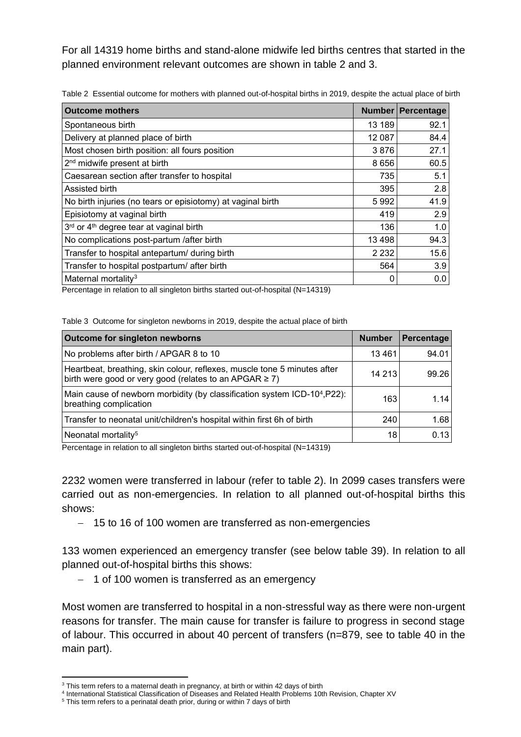For all 14319 home births and stand-alone midwife led births centres that started in the planned environment relevant outcomes are shown in table 2 and 3.

Table 2 Essential outcome for mothers with planned out-of-hospital births in 2019, despite the actual place of birth

| Outcome mothers | Number | Percentage |
| --- | --- | --- |
| Spontaneous birth | 13 189 | 92.1 |
| Delivery at planned place of birth | 12 087 | 84.4 |
| Most chosen birth position: all fours position | 3 876 | 27.1 |
| 2nd midwife present at birth | 8 656 | 60.5 |
| Caesarean section after transfer to hospital | 735 | 5.1 |
| Assisted birth | 395 | 2.8 |
| No birth injuries (no tears or episiotomy) at vaginal birth | 5 992 | 41.9 |
| Episiotomy at vaginal birth | 419 | 2.9 |
| 3rd or 4th degree tear at vaginal birth | 136 | 1.0 |
| No complications post-partum /after birth | 13 498 | 94.3 |
| Transfer to hospital antepartum/ during birth | 2 232 | 15.6 |
| Transfer to hospital postpartum/ after birth | 564 | 3.9 |
| Maternal mortality[3] | 0 | 0.0 |

Percentage in relation to all singleton births started out-of-hospital (N=14319)

Table 3 Outcome for singleton newborns in 2019, despite the actual place of birth

| Outcome for singleton newborns | Number | Percentage |
| --- | --- | --- |
| No problems after birth / APGAR 8 to 10 | 13 461 | 94.01 |
| Heartbeat, breathing, skin colour, reflexes, muscle tone 5 minutes after birth were good or very good (relates to an APGAR ≥ 7) | 14 213 | 99.26 |
| Main cause of newborn morbidity (by classification system ICD-10[4],P22): breathing complication | 163 | 1.14 |
| Transfer to neonatal unit/children's hospital within first 6h of birth | 240 | 1.68 |
| Neonatal mortality[5] | 18 | 0.13 |

Percentage in relation to all singleton births started out-of-hospital (N=14319)

2232 women were transferred in labour (refer to table 2). In 2099 cases transfers were carried out as non-emergencies. In relation to all planned out-of-hospital births this shows:

- 15 to 16 of 100 women are transferred as non-emergencies

133 women experienced an emergency transfer (see below table 39). In relation to all planned out-of-hospital births this shows:

- 1 of 100 women is transferred as an emergency

Most women are transferred to hospital in a non-stressful way as there were non-urgent reasons for transfer. The main cause for transfer is failure to progress in second stage of labour. This occurred in about 40 percent of transfers (n=879, see to table 40 in the main part).

[3] This term refers to a maternal death in pregnancy, at birth or within 42 days of birth
[4] International Statistical Classification of Diseases and Related Health Problems 10th Revision, Chapter XV
[5] This term refers to a perinatal death prior, during or within 7 days of birth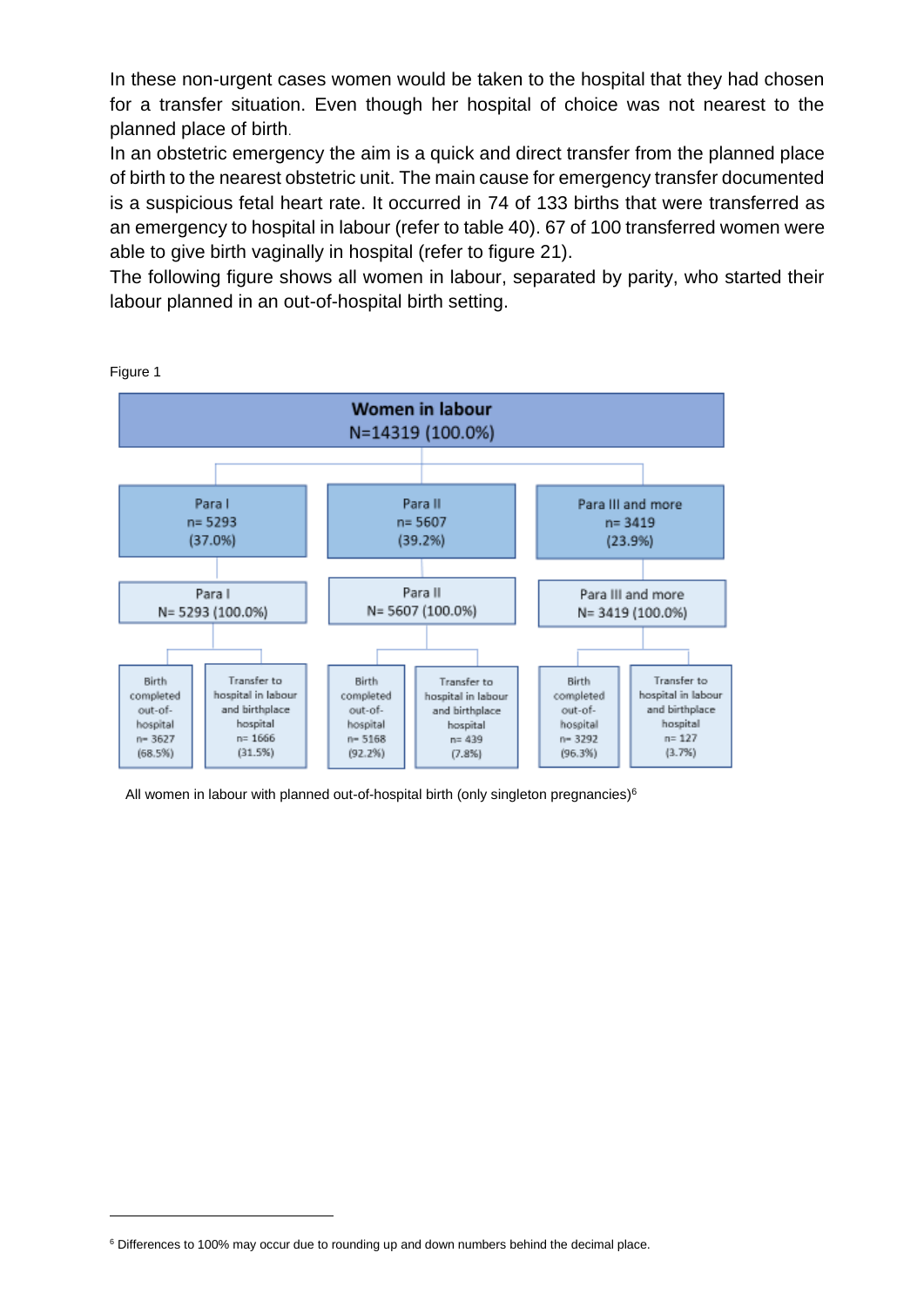In these non-urgent cases women would be taken to the hospital that they had chosen for a transfer situation. Even though her hospital of choice was not nearest to the planned place of birth.

In an obstetric emergency the aim is a quick and direct transfer from the planned place of birth to the nearest obstetric unit. The main cause for emergency transfer documented is a suspicious fetal heart rate. It occurred in 74 of 133 births that were transferred as an emergency to hospital in labour (refer to table 40). 67 of 100 transferred women were able to give birth vaginally in hospital (refer to figure 21).

The following figure shows all women in labour, separated by parity, who started their labour planned in an out-of-hospital birth setting.

Figure 1

**Women in labour**
N=14319 (100.0%)

Para I
n= 5293
(37.0%)

Para II
n= 5607
(39.2%)

Para III and more
n= 3419
(23.9%)

Para I
N= 5293 (100.0%)

Para II
N= 5607 (100.0%)

Para III and more
N= 3419 (100.0%)

Birth completed out-of-hospital
n= 3627
(68.5%)

Transfer to hospital in labour and birthplace hospital
n= 1666
(31.5%)

Birth completed out-of-hospital
n= 5168
(92.2%)

Transfer to hospital in labour and birthplace hospital
n= 439
(7.8%)

Birth completed out-of-hospital
n= 3292
(96.3%)

Transfer to hospital in labour and birthplace hospital
n= 127
(3.7%)

All women in labour with planned out-of-hospital birth (only singleton pregnancies)[6]

[6] Differences to 100% may occur due to rounding up and down numbers behind the decimal place.